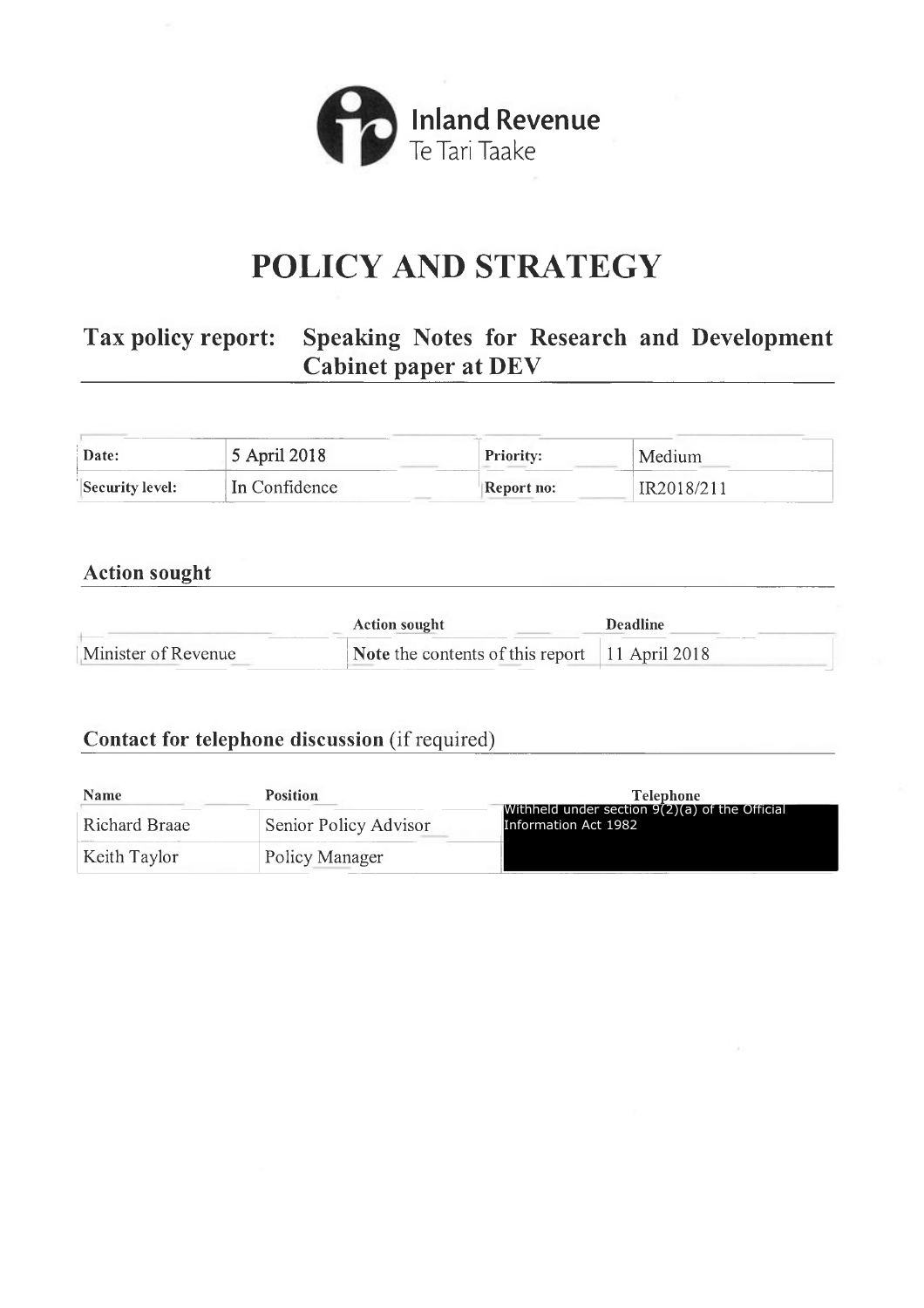Inland Revenue
Te Tari Taake

# POLICY AND STRATEGY

## Tax policy report: Speaking Notes for Research and Development Cabinet paper at DEV

| Date: | 5 April 2018 | Priority: | Medium |
|---|---|---|---|
| Security level: | In Confidence | Report no: | IR2018/211 |

### Action sought

| | Action sought | Deadline |
|---|---|---|
| Minister of Revenue | **Note** the contents of this report | 11 April 2018 |

### Contact for telephone discussion (if required)

| Name | Position | Telephone |
|---|---|---|
| Richard Braae | Senior Policy Advisor | Withheld under section 9(2)(a) of the Official Information Act 1982 |
| Keith Taylor | Policy Manager | |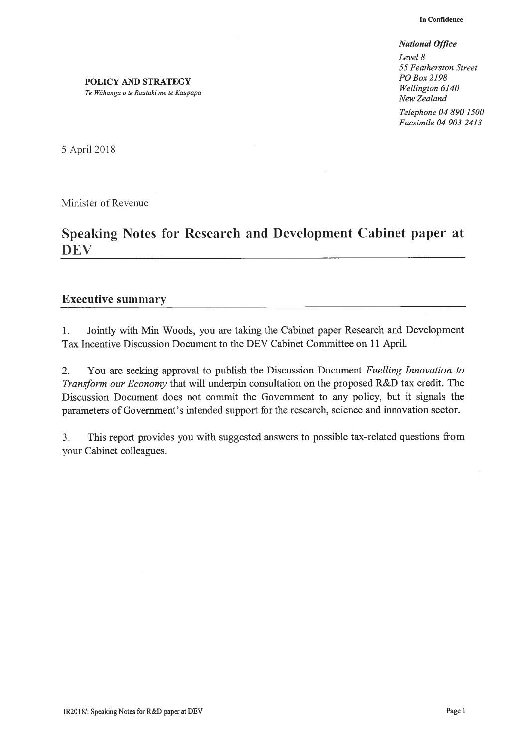**In Confidence**

***National Office***

*Level 8*
*55 Featherston Street*
*PO Box 2198*
*Wellington 6140*
*New Zealand*

*Telephone 04 890 1500*
*Facsimile 04 903 2413*

**POLICY AND STRATEGY**
*Te Wāhanga o te Rautaki me te Kaupapa*

5 April 2018

Minister of Revenue

# Speaking Notes for Research and Development Cabinet paper at DEV

## Executive summary

1. Jointly with Min Woods, you are taking the Cabinet paper Research and Development Tax Incentive Discussion Document to the DEV Cabinet Committee on 11 April.

2. You are seeking approval to publish the Discussion Document *Fuelling Innovation to Transform our Economy* that will underpin consultation on the proposed R&D tax credit. The Discussion Document does not commit the Government to any policy, but it signals the parameters of Government's intended support for the research, science and innovation sector.

3. This report provides you with suggested answers to possible tax-related questions from your Cabinet colleagues.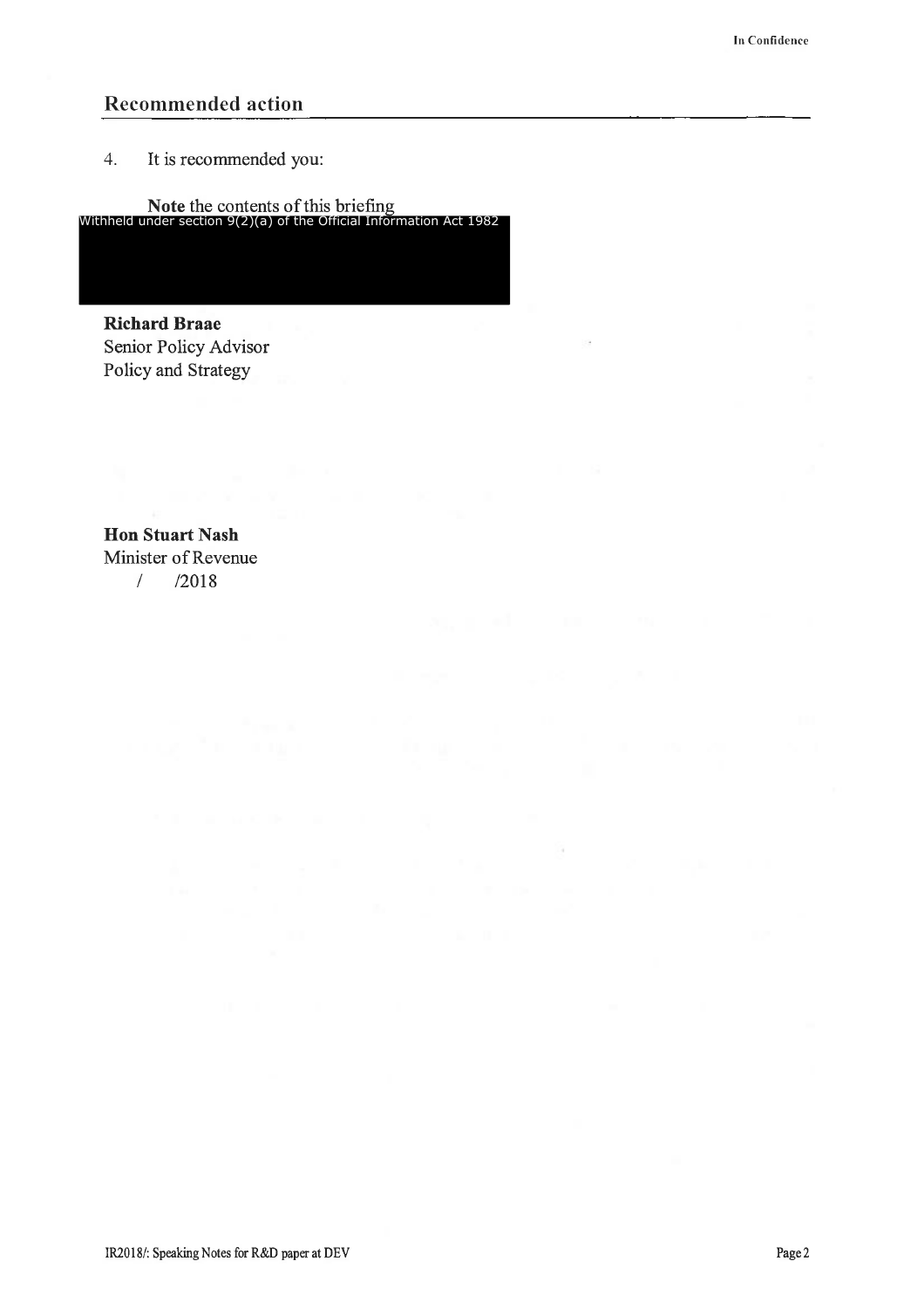## Recommended action

4. It is recommended you:

**Note** the contents of this briefing

Withheld under section 9(2)(a) of the Official Information Act 1982

**Richard Braae**
Senior Policy Advisor
Policy and Strategy

**Hon Stuart Nash**
Minister of Revenue
/ /2018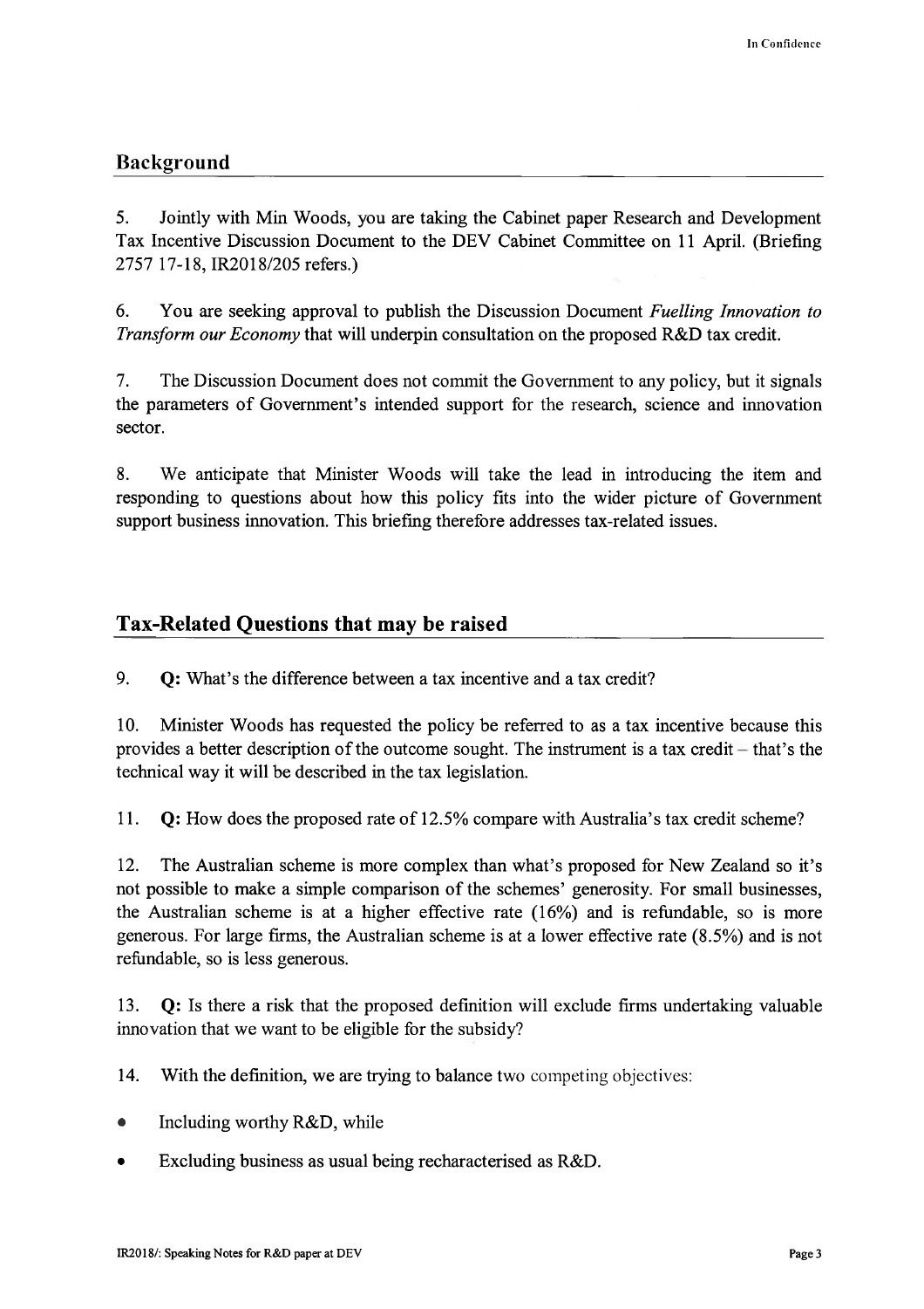## Background

5. Jointly with Min Woods, you are taking the Cabinet paper Research and Development Tax Incentive Discussion Document to the DEV Cabinet Committee on 11 April. (Briefing 2757 17-18, IR2018/205 refers.)

6. You are seeking approval to publish the Discussion Document *Fuelling Innovation to Transform our Economy* that will underpin consultation on the proposed R&D tax credit.

7. The Discussion Document does not commit the Government to any policy, but it signals the parameters of Government's intended support for the research, science and innovation sector.

8. We anticipate that Minister Woods will take the lead in introducing the item and responding to questions about how this policy fits into the wider picture of Government support business innovation. This briefing therefore addresses tax-related issues.

## Tax-Related Questions that may be raised

9. **Q:** What's the difference between a tax incentive and a tax credit?

10. Minister Woods has requested the policy be referred to as a tax incentive because this provides a better description of the outcome sought. The instrument is a tax credit – that's the technical way it will be described in the tax legislation.

11. **Q:** How does the proposed rate of 12.5% compare with Australia's tax credit scheme?

12. The Australian scheme is more complex than what's proposed for New Zealand so it's not possible to make a simple comparison of the schemes' generosity. For small businesses, the Australian scheme is at a higher effective rate (16%) and is refundable, so is more generous. For large firms, the Australian scheme is at a lower effective rate (8.5%) and is not refundable, so is less generous.

13. **Q:** Is there a risk that the proposed definition will exclude firms undertaking valuable innovation that we want to be eligible for the subsidy?

14. With the definition, we are trying to balance two competing objectives:

- Including worthy R&D, while
- Excluding business as usual being recharacterised as R&D.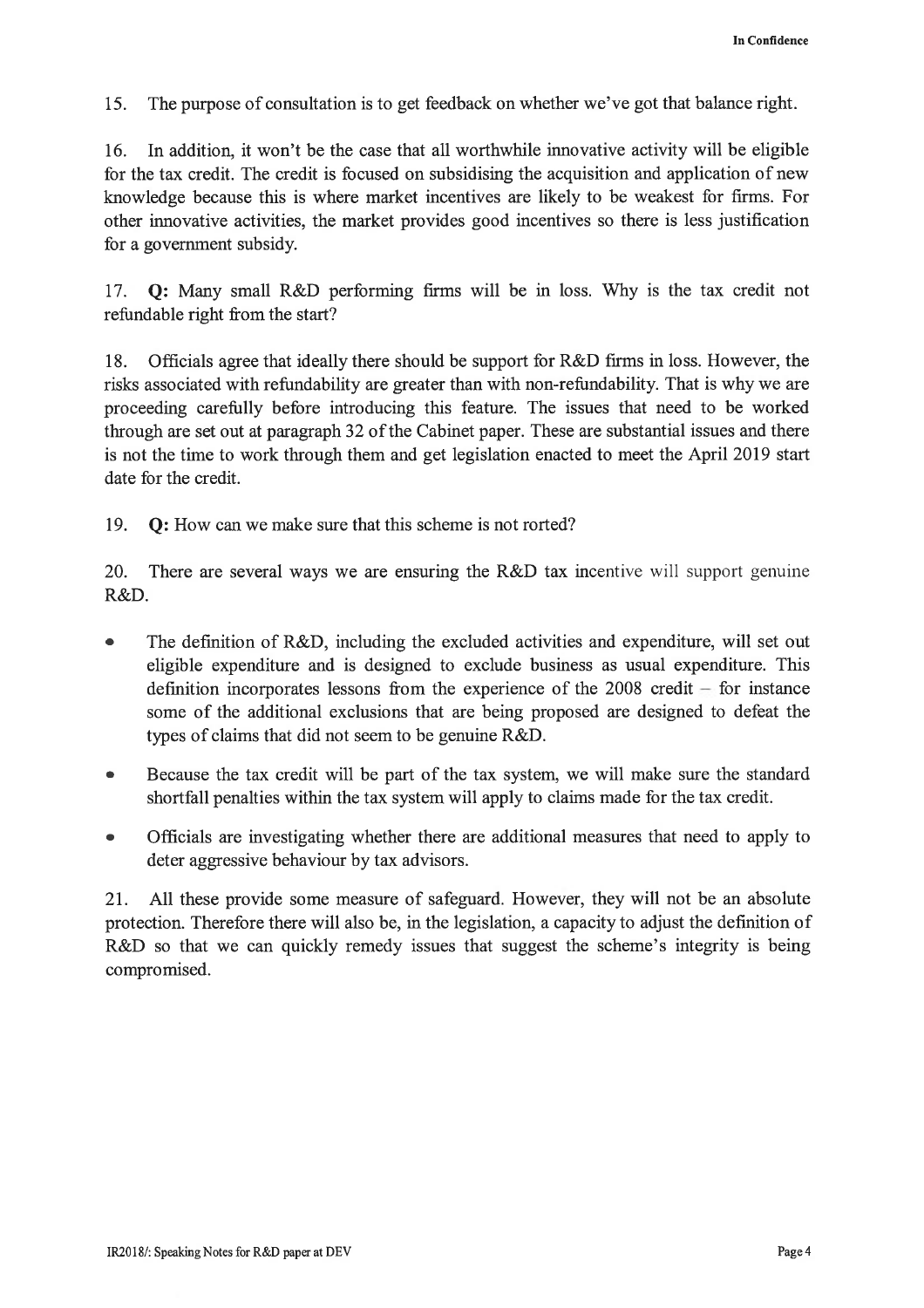15. The purpose of consultation is to get feedback on whether we've got that balance right.

16. In addition, it won't be the case that all worthwhile innovative activity will be eligible for the tax credit. The credit is focused on subsidising the acquisition and application of new knowledge because this is where market incentives are likely to be weakest for firms. For other innovative activities, the market provides good incentives so there is less justification for a government subsidy.

17. **Q:** Many small R&D performing firms will be in loss. Why is the tax credit not refundable right from the start?

18. Officials agree that ideally there should be support for R&D firms in loss. However, the risks associated with refundability are greater than with non-refundability. That is why we are proceeding carefully before introducing this feature. The issues that need to be worked through are set out at paragraph 32 of the Cabinet paper. These are substantial issues and there is not the time to work through them and get legislation enacted to meet the April 2019 start date for the credit.

19. **Q:** How can we make sure that this scheme is not rorted?

20. There are several ways we are ensuring the R&D tax incentive will support genuine R&D.

- The definition of R&D, including the excluded activities and expenditure, will set out eligible expenditure and is designed to exclude business as usual expenditure. This definition incorporates lessons from the experience of the 2008 credit – for instance some of the additional exclusions that are being proposed are designed to defeat the types of claims that did not seem to be genuine R&D.
- Because the tax credit will be part of the tax system, we will make sure the standard shortfall penalties within the tax system will apply to claims made for the tax credit.
- Officials are investigating whether there are additional measures that need to apply to deter aggressive behaviour by tax advisors.

21. All these provide some measure of safeguard. However, they will not be an absolute protection. Therefore there will also be, in the legislation, a capacity to adjust the definition of R&D so that we can quickly remedy issues that suggest the scheme's integrity is being compromised.